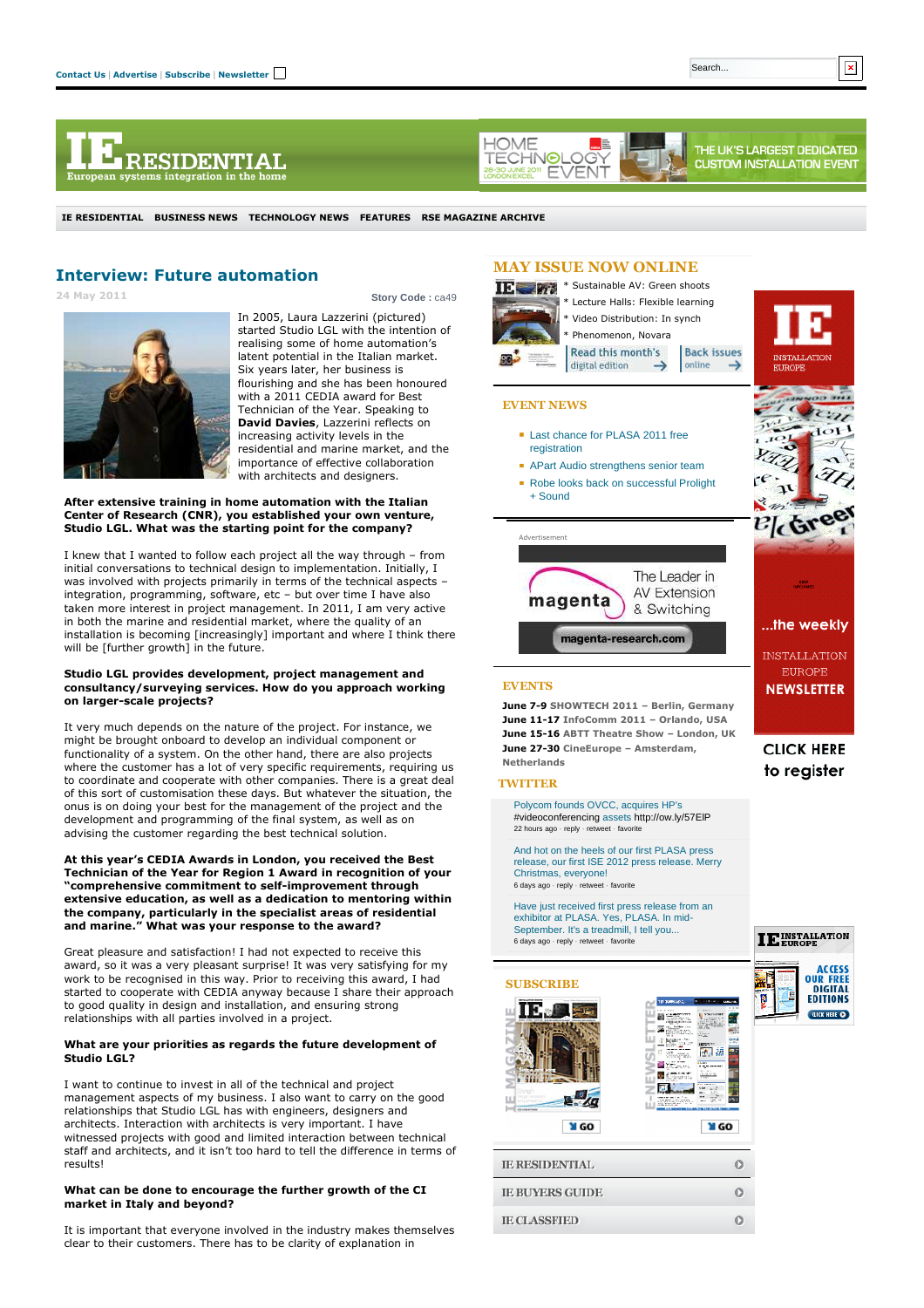Contact Us | Advertise | Subscribe | Newsletter

IE RESIDENTIAL | BUSINESS NEWS | TECHNOLOGY NEWS | FEATURES | RSE MAGAZINE ARCHIVE

# Interview: Future automation

24 May 2011

Story Code : ca49

In 2005, Laura Lazzerini (pictured) started Studio LGL with the intention of realising some of home automation's latent potential in the Italian market. Six years later, her business is flourishing and she has been honoured with a 2011 CEDIA award for Best Technician of the Year. Speaking to **David Davies**, Lazzerini reflects on increasing activity levels in the residential and marine market, and the importance of effective collaboration with architects and designers.

**After extensive training in home automation with the Italian Center of Research (CNR), you established your own venture, Studio LGL. What was the starting point for the company?**

I knew that I wanted to follow each project all the way through – from initial conversations to technical design to implementation. Initially, I was involved with projects primarily in terms of the technical aspects – integration, programming, software, etc – but over time I have also taken more interest in project management. In 2011, I am very active in both the marine and residential market, where the quality of an installation is becoming [increasingly] important and where I think there will be [further growth] in the future.

**Studio LGL provides development, project management and consultancy/surveying services. How do you approach working on larger-scale projects?**

It very much depends on the nature of the project. For instance, we might be brought onboard to develop an individual component or functionality of a system. On the other hand, there are also projects where the customer has a lot of very specific requirements, resulting us to coordinate and cooperate with other companies. There is a great deal of this sort of customisation these days. But whatever the situation, the onus is on doing your best for the management of the project and the development and programming of the final system, as well as on advising the customer regarding the best technical solution.

**At this year's CEDIA Awards in London, you received the Best Technician of the Year for Region 1 Award in recognition of your "comprehensive commitment to self-improvement through extensive education, as well as a dedication to mentoring within the company, particularly in the specialist areas of residential and marine." What was your response to the award?**

Great pleasure and satisfaction! I had not expected to receive this award, so it was a very pleasant surprise! It was very satisfying for my work to be recognised in this way. Prior to receiving this award, I had started to cooperate with CEDIA anyway because I share their approach to good quality in design and installation, and ensuring strong relationships with all parties involved in a project.

**What are your priorities as regards the future development of Studio LGL?**

I want to continue to invest in all of the technical and project management aspects of my business. I also want to carry on the good relationships that Studio LGL has with engineers, designers and architects. Interaction with architects is very important. I have witnessed projects with good and limited interaction between technical staff and architects, and it isn't too hard to tell the difference in terms of results!

**What can be done to encourage the further growth of the CI market in Italy and beyond?**

It is important that everyone involved in the industry makes themselves clear to their customers. There has to be clarity of explanation in

## MAY ISSUE NOW ONLINE

- Sustainable AV: Green shoots
- Lecture Halls: Flexible learning
- Video Distribution: In synch
- Phenomenon, Novara

Read this month's digital edition | Back issues online

## EVENT NEWS

- Last chance for PLASA 2011 free registration
- APart Audio strengthens senior team
- Robe looks back on successful Prolight + Sound

## EVENTS

**June 7-9** SHOWTECH 2011 – Berlin, Germany
**June 11-17** InfoComm 2011 – Orlando, USA
**June 15-16** ABTT Theatre Show – London, UK
**June 27-30** CineEurope – Amsterdam, Netherlands

## TWITTER

Polycom founds OVCC, acquires HP's #videoconferencing assets http://ow.ly/57EIP
22 hours ago · reply · retweet · favorite

And hot on the heels of our first PLASA press release, our first ISE 2012 press release. Merry Christmas, everyone!
6 days ago · reply · retweet · favorite

Have just received first press release from an exhibitor at PLASA. Yes, PLASA. In mid-September. It's a treadmill, I tell you...
6 days ago · reply · retweet · favorite

## SUBSCRIBE

IE RESIDENTIAL
IE BUYERS GUIDE
IE CLASSFIED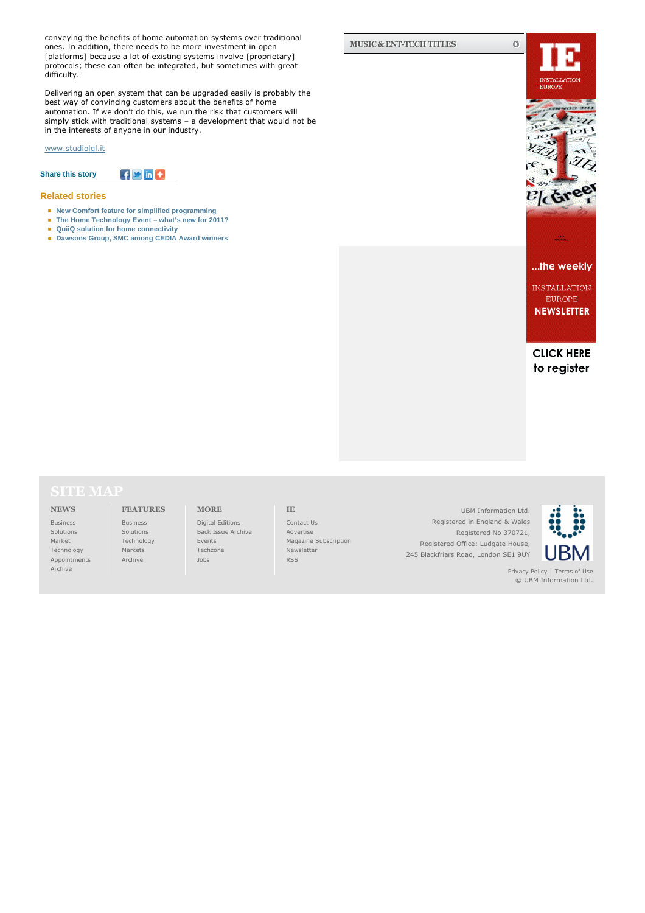conveying the benefits of home automation systems over traditional ones. In addition, there needs to be more investment in open [platforms] because a lot of existing systems involve [proprietary] protocols; these can often be integrated, but sometimes with great difficulty.

Delivering an open system that can be upgraded easily is probably the best way of convincing customers about the benefits of home automation. If we don't do this, we run the risk that customers will simply stick with traditional systems – a development that would not be in the interests of anyone in our industry.

www.studiolgl.it

**Share this story**

## Related stories

- New Comfort feature for simplified programming
- The Home Technology Event – what's new for 2011?
- QuiiQ solution for home connectivity
- Dawsons Group, SMC among CEDIA Award winners

MUSIC & ENT-TECH TITLES

IE INSTALLATION EUROPE

...the weekly INSTALLATION EUROPE NEWSLETTER

CLICK HERE to register

## SITE MAP

**NEWS**
- Business
- Solutions
- Market
- Technology
- Appointments
- Archive

**FEATURES**
- Business
- Solutions
- Technology
- Markets
- Archive

**MORE**
- Digital Editions
- Back Issue Archive
- Events
- Techzone
- Jobs

**IE**
- Contact Us
- Advertise
- Magazine Subscription
- Newsletter
- RSS

UBM Information Ltd.
Registered in England & Wales
Registered No 370721,
Registered Office: Ludgate House,
245 Blackfriars Road, London SE1 9UY

Privacy Policy | Terms of Use
© UBM Information Ltd.